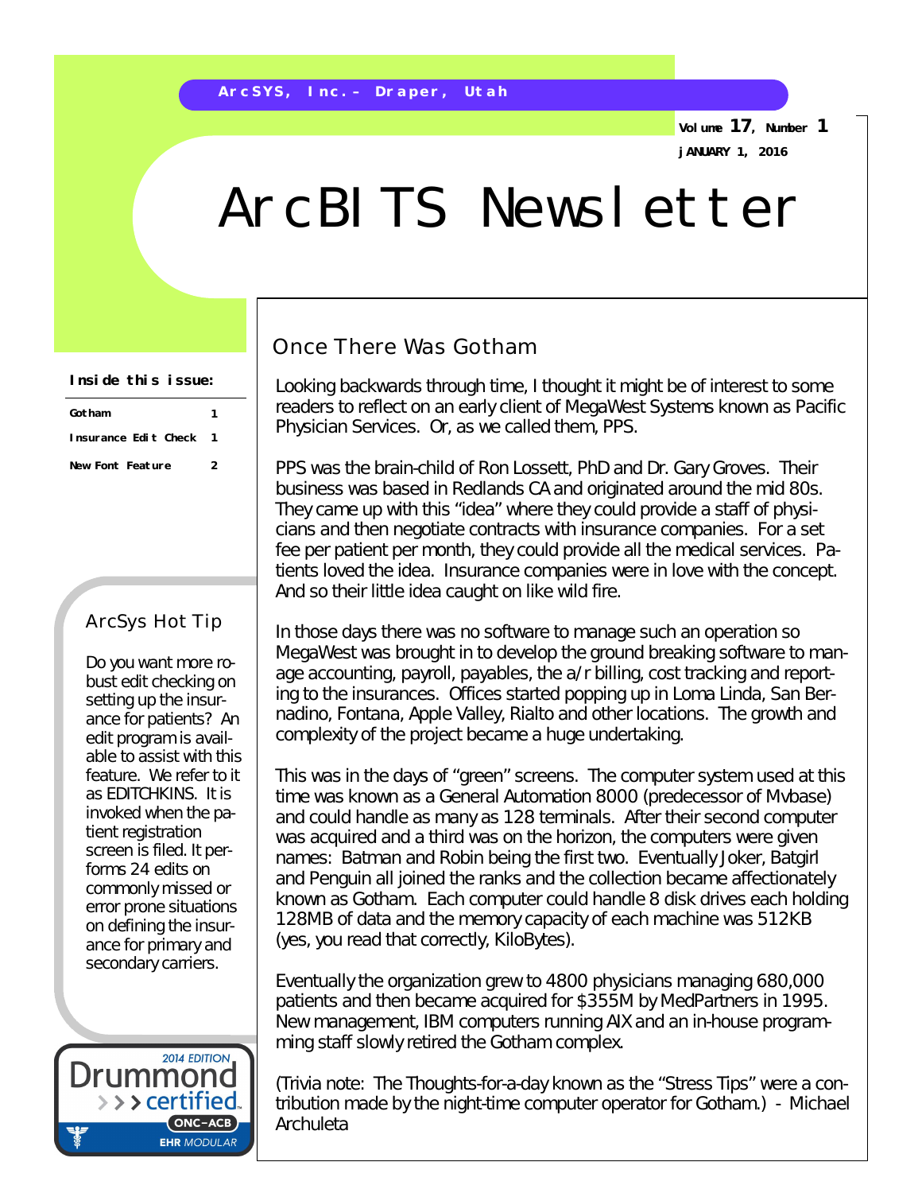ArcSYS, Inc. – Draper, Utah

Volume 17, Number 1

JANUARY 1, 2016

# ArcBITS Newsletter

**Inside this issue:**

| | |
|---|---|
| Gotham | 1 |
| Insurance Edit Check | 1 |
| New Font Feature | 2 |

## Once There Was Gotham

Looking backwards through time, I thought it might be of interest to some readers to reflect on an early client of MegaWest Systems known as Pacific Physician Services. Or, as we called them, PPS.

PPS was the brain-child of Ron Lossett, PhD and Dr. Gary Groves. Their business was based in Redlands CA and originated around the mid 80s. They came up with this "idea" where they could provide a staff of physicians and then negotiate contracts with insurance companies. For a set fee per patient per month, they could provide all the medical services. Patients loved the idea. Insurance companies were in love with the concept. And so their little idea caught on like wild fire.

In those days there was no software to manage such an operation so MegaWest was brought in to develop the ground breaking software to manage accounting, payroll, payables, the a/r billing, cost tracking and reporting to the insurances. Offices started popping up in Loma Linda, San Bernadino, Fontana, Apple Valley, Rialto and other locations. The growth and complexity of the project became a huge undertaking.

This was in the days of "green" screens. The computer system used at this time was known as a General Automation 8000 (predecessor of Mvbase) and could handle as many as 128 terminals. After their second computer was acquired and a third was on the horizon, the computers were given names: Batman and Robin being the first two. Eventually Joker, Batgirl and Penguin all joined the ranks and the collection became affectionately known as Gotham. Each computer could handle 8 disk drives each holding 128MB of data and the memory capacity of each machine was 512KB (yes, you read that correctly, KiloBytes).

Eventually the organization grew to 4800 physicians managing 680,000 patients and then became acquired for $355M by MedPartners in 1995. New management, IBM computers running AIX and an in-house programming staff slowly retired the Gotham complex.

(Trivia note: The Thoughts-for-a-day known as the "Stress Tips" were a contribution made by the night-time computer operator for Gotham.) - Michael Archuleta

## ArcSys Hot Tip

Do you want more robust edit checking on setting up the insurance for patients? An edit program is available to assist with this feature. We refer to it as EDITCHKINS. It is invoked when the patient registration screen is filed. It performs 24 edits on commonly missed or error prone situations on defining the insurance for primary and secondary carriers.

2014 EDITION Drummond certified ONC-ACB EHR MODULAR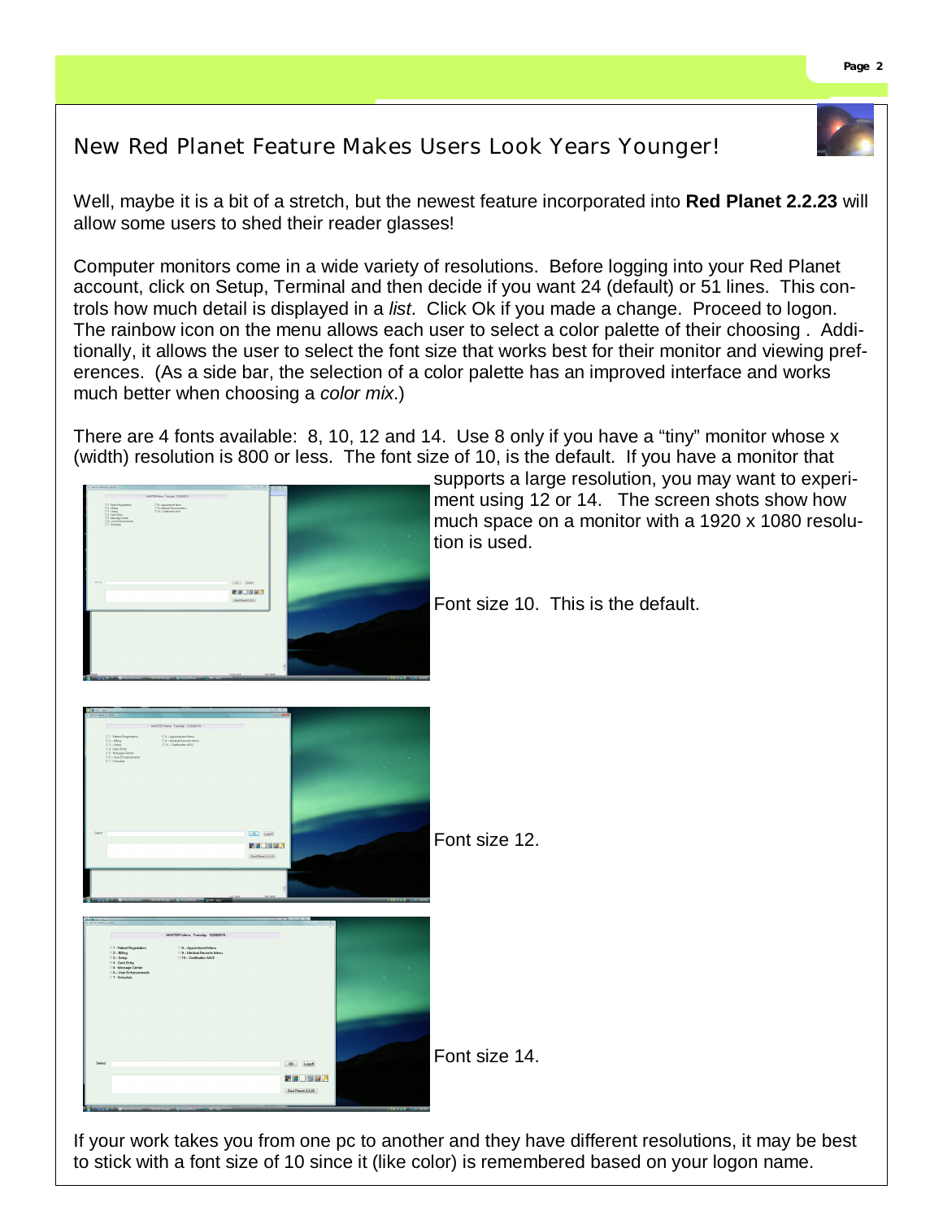## New Red Planet Feature Makes Users Look Years Younger!

Well, maybe it is a bit of a stretch, but the newest feature incorporated into **Red Planet 2.2.23** will allow some users to shed their reader glasses!

Computer monitors come in a wide variety of resolutions. Before logging into your Red Planet account, click on Setup, Terminal and then decide if you want 24 (default) or 51 lines. This controls how much detail is displayed in a *list*. Click Ok if you made a change. Proceed to logon. The rainbow icon on the menu allows each user to select a color palette of their choosing . Additionally, it allows the user to select the font size that works best for their monitor and viewing preferences. (As a side bar, the selection of a color palette has an improved interface and works much better when choosing a *color mix*.)

There are 4 fonts available: 8, 10, 12 and 14. Use 8 only if you have a "tiny" monitor whose x (width) resolution is 800 or less. The font size of 10, is the default. If you have a monitor that supports a large resolution, you may want to experiment using 12 or 14. The screen shots show how much space on a monitor with a 1920 x 1080 resolution is used.

Font size 10. This is the default.

Font size 12.

Font size 14.

If your work takes you from one pc to another and they have different resolutions, it may be best to stick with a font size of 10 since it (like color) is remembered based on your logon name.